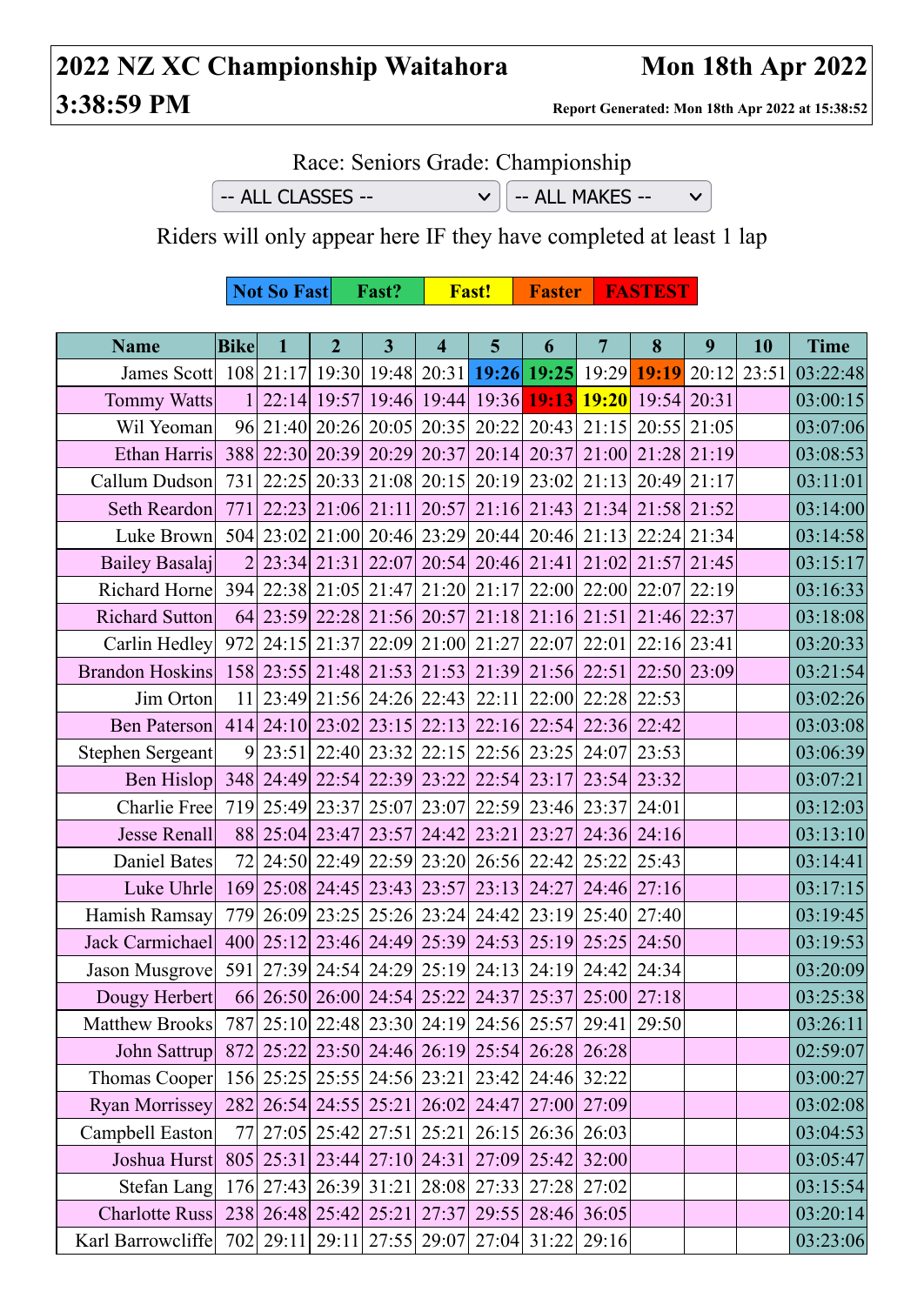# 2022 NZ XC Championship Waitahora 3:38:59 PM

**Mon 18th Apr 2022**

**Report Generated: Mon 18th Apr 2022 at 15:38:52**

Race: Seniors Grade: Championship

-- ALL CLASSES -- | -- ALL MAKES --

Riders will only appear here IF they have completed at least 1 lap

| Not So Fast | Fast? | Fast! | Faster | FASTEST |
|---|---|---|---|---|

| Name | Bike | 1 | 2 | 3 | 4 | 5 | 6 | 7 | 8 | 9 | 10 | Time |
|---|---|---|---|---|---|---|---|---|---|---|---|---|
| James Scott | 108 | 21:17 | 19:30 | 19:48 | 20:31 | 19:26 | 19:25 | 19:29 | 19:19 | 20:12 | 23:51 | 03:22:48 |
| Tommy Watts | 1 | 22:14 | 19:57 | 19:46 | 19:44 | 19:36 | 19:13 | 19:20 | 19:54 | 20:31 | | 03:00:15 |
| Wil Yeoman | 96 | 21:40 | 20:26 | 20:05 | 20:35 | 20:22 | 20:43 | 21:15 | 20:55 | 21:05 | | 03:07:06 |
| Ethan Harris | 388 | 22:30 | 20:39 | 20:29 | 20:37 | 20:14 | 20:37 | 21:00 | 21:28 | 21:19 | | 03:08:53 |
| Callum Dudson | 731 | 22:25 | 20:33 | 21:08 | 20:15 | 20:19 | 23:02 | 21:13 | 20:49 | 21:17 | | 03:11:01 |
| Seth Reardon | 771 | 22:23 | 21:06 | 21:11 | 20:57 | 21:16 | 21:43 | 21:34 | 21:58 | 21:52 | | 03:14:00 |
| Luke Brown | 504 | 23:02 | 21:00 | 20:46 | 23:29 | 20:44 | 20:46 | 21:13 | 22:24 | 21:34 | | 03:14:58 |
| Bailey Basalaj | 2 | 23:34 | 21:31 | 22:07 | 20:54 | 20:46 | 21:41 | 21:02 | 21:57 | 21:45 | | 03:15:17 |
| Richard Horne | 394 | 22:38 | 21:05 | 21:47 | 21:20 | 21:17 | 22:00 | 22:00 | 22:07 | 22:19 | | 03:16:33 |
| Richard Sutton | 64 | 23:59 | 22:28 | 21:56 | 20:57 | 21:18 | 21:16 | 21:51 | 21:46 | 22:37 | | 03:18:08 |
| Carlin Hedley | 972 | 24:15 | 21:37 | 22:09 | 21:00 | 21:27 | 22:07 | 22:01 | 22:16 | 23:41 | | 03:20:33 |
| Brandon Hoskins | 158 | 23:55 | 21:48 | 21:53 | 21:53 | 21:39 | 21:56 | 22:51 | 22:50 | 23:09 | | 03:21:54 |
| Jim Orton | 11 | 23:49 | 21:56 | 24:26 | 22:43 | 22:11 | 22:00 | 22:28 | 22:53 | | | 03:02:26 |
| Ben Paterson | 414 | 24:10 | 23:02 | 23:15 | 22:13 | 22:16 | 22:54 | 22:36 | 22:42 | | | 03:03:08 |
| Stephen Sergeant | 9 | 23:51 | 22:40 | 23:32 | 22:15 | 22:56 | 23:25 | 24:07 | 23:53 | | | 03:06:39 |
| Ben Hislop | 348 | 24:49 | 22:54 | 22:39 | 23:22 | 22:54 | 23:17 | 23:54 | 23:32 | | | 03:07:21 |
| Charlie Free | 719 | 25:49 | 23:37 | 25:07 | 23:07 | 22:59 | 23:46 | 23:37 | 24:01 | | | 03:12:03 |
| Jesse Renall | 88 | 25:04 | 23:47 | 23:57 | 24:42 | 23:21 | 23:27 | 24:36 | 24:16 | | | 03:13:10 |
| Daniel Bates | 72 | 24:50 | 22:49 | 22:59 | 23:20 | 26:56 | 22:42 | 25:22 | 25:43 | | | 03:14:41 |
| Luke Uhrle | 169 | 25:08 | 24:45 | 23:43 | 23:57 | 23:13 | 24:27 | 24:46 | 27:16 | | | 03:17:15 |
| Hamish Ramsay | 779 | 26:09 | 23:25 | 25:26 | 23:24 | 24:42 | 23:19 | 25:40 | 27:40 | | | 03:19:45 |
| Jack Carmichael | 400 | 25:12 | 23:46 | 24:49 | 25:39 | 24:53 | 25:19 | 25:25 | 24:50 | | | 03:19:53 |
| Jason Musgrove | 591 | 27:39 | 24:54 | 24:29 | 25:19 | 24:13 | 24:19 | 24:42 | 24:34 | | | 03:20:09 |
| Dougy Herbert | 66 | 26:50 | 26:00 | 24:54 | 25:22 | 24:37 | 25:37 | 25:00 | 27:18 | | | 03:25:38 |
| Matthew Brooks | 787 | 25:10 | 22:48 | 23:30 | 24:19 | 24:56 | 25:57 | 29:41 | 29:50 | | | 03:26:11 |
| John Sattrup | 872 | 25:22 | 23:50 | 24:46 | 26:19 | 25:54 | 26:28 | 26:28 | | | | 02:59:07 |
| Thomas Cooper | 156 | 25:25 | 25:55 | 24:56 | 23:21 | 23:42 | 24:46 | 32:22 | | | | 03:00:27 |
| Ryan Morrissey | 282 | 26:54 | 24:55 | 25:21 | 26:02 | 24:47 | 27:00 | 27:09 | | | | 03:02:08 |
| Campbell Easton | 77 | 27:05 | 25:42 | 27:51 | 25:21 | 26:15 | 26:36 | 26:03 | | | | 03:04:53 |
| Joshua Hurst | 805 | 25:31 | 23:44 | 27:10 | 24:31 | 27:09 | 25:42 | 32:00 | | | | 03:05:47 |
| Stefan Lang | 176 | 27:43 | 26:39 | 31:21 | 28:08 | 27:33 | 27:28 | 27:02 | | | | 03:15:54 |
| Charlotte Russ | 238 | 26:48 | 25:42 | 25:21 | 27:37 | 29:55 | 28:46 | 36:05 | | | | 03:20:14 |
| Karl Barrowcliffe | 702 | 29:11 | 29:11 | 27:55 | 29:07 | 27:04 | 31:22 | 29:16 | | | | 03:23:06 |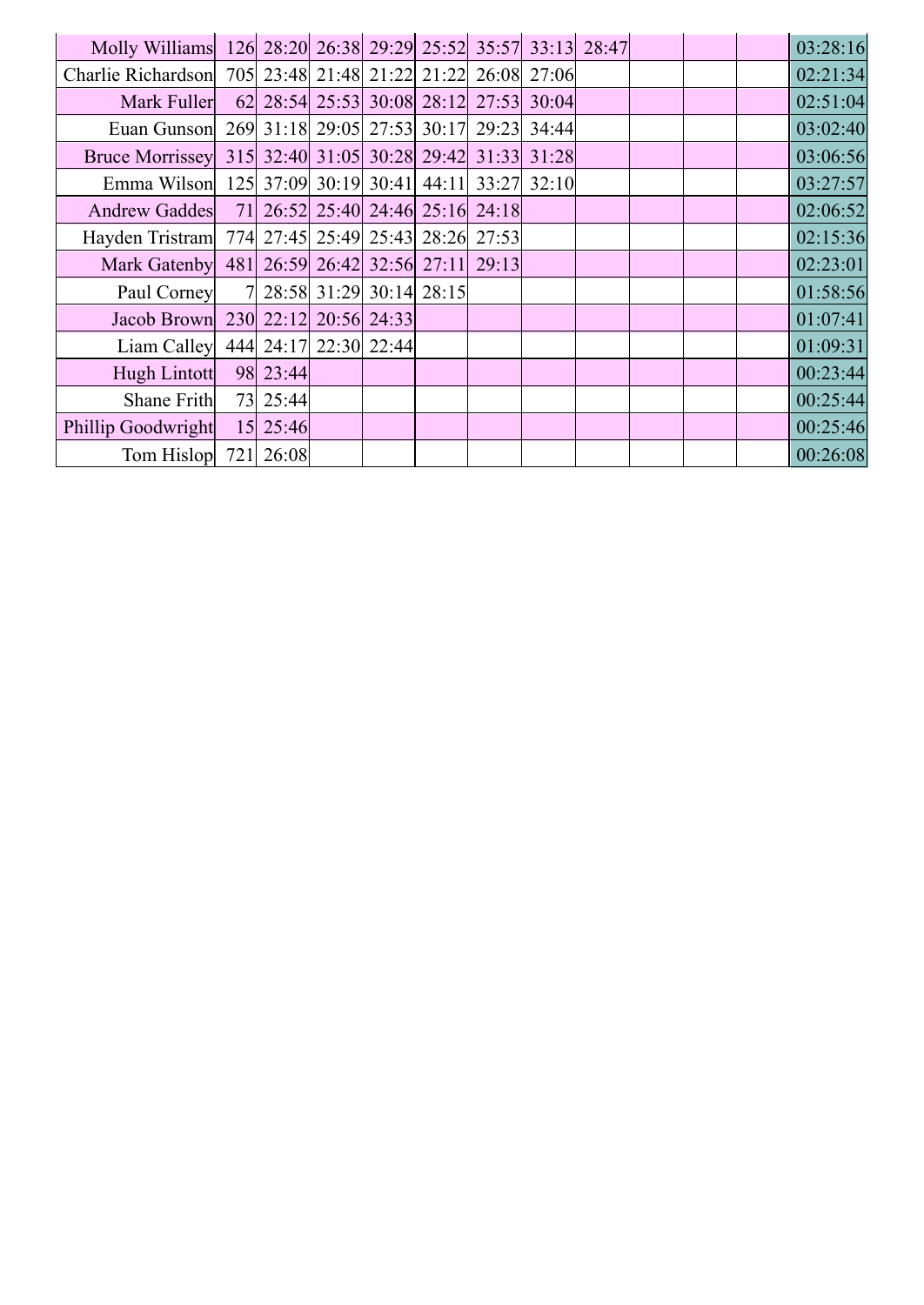| | | | | | | | | | | | | | |
|---|---|---|---|---|---|---|---|---|---|---|---|---|---|
| Molly Williams | 126 | 28:20 | 26:38 | 29:29 | 25:52 | 35:57 | 33:13 | 28:47 | | | | | 03:28:16 |
| Charlie Richardson | 705 | 23:48 | 21:48 | 21:22 | 21:22 | 26:08 | 27:06 | | | | | | 02:21:34 |
| Mark Fuller | 62 | 28:54 | 25:53 | 30:08 | 28:12 | 27:53 | 30:04 | | | | | | 02:51:04 |
| Euan Gunson | 269 | 31:18 | 29:05 | 27:53 | 30:17 | 29:23 | 34:44 | | | | | | 03:02:40 |
| Bruce Morrissey | 315 | 32:40 | 31:05 | 30:28 | 29:42 | 31:33 | 31:28 | | | | | | 03:06:56 |
| Emma Wilson | 125 | 37:09 | 30:19 | 30:41 | 44:11 | 33:27 | 32:10 | | | | | | 03:27:57 |
| Andrew Gaddes | 71 | 26:52 | 25:40 | 24:46 | 25:16 | 24:18 | | | | | | | 02:06:52 |
| Hayden Tristram | 774 | 27:45 | 25:49 | 25:43 | 28:26 | 27:53 | | | | | | | 02:15:36 |
| Mark Gatenby | 481 | 26:59 | 26:42 | 32:56 | 27:11 | 29:13 | | | | | | | 02:23:01 |
| Paul Corney | 7 | 28:58 | 31:29 | 30:14 | 28:15 | | | | | | | | 01:58:56 |
| Jacob Brown | 230 | 22:12 | 20:56 | 24:33 | | | | | | | | | 01:07:41 |
| Liam Calley | 444 | 24:17 | 22:30 | 22:44 | | | | | | | | | 01:09:31 |
| Hugh Lintott | 98 | 23:44 | | | | | | | | | | | 00:23:44 |
| Shane Frith | 73 | 25:44 | | | | | | | | | | | 00:25:44 |
| Phillip Goodwright | 15 | 25:46 | | | | | | | | | | | 00:25:46 |
| Tom Hislop | 721 | 26:08 | | | | | | | | | | | 00:26:08 |